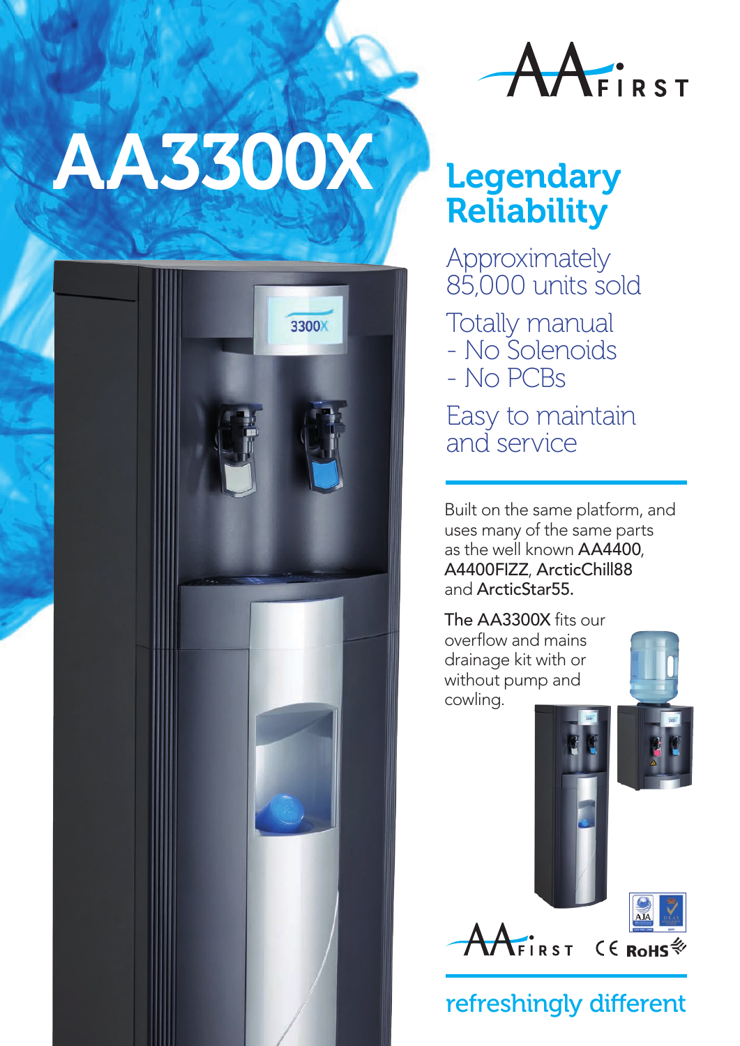# AA3300X

AA FIRST

## Legendary Reliability

Approximately 85,000 units sold

Totally manual
- No Solenoids
- No PCBs

Easy to maintain and service

Built on the same platform, and uses many of the same parts as the well known **AA4400**, **A4400FIZZ**, **ArcticChill88** and **ArcticStar55**.

**The AA3300X** fits our overflow and mains drainage kit with or without pump and cowling.

AA FIRST

CE RoHS

refreshingly different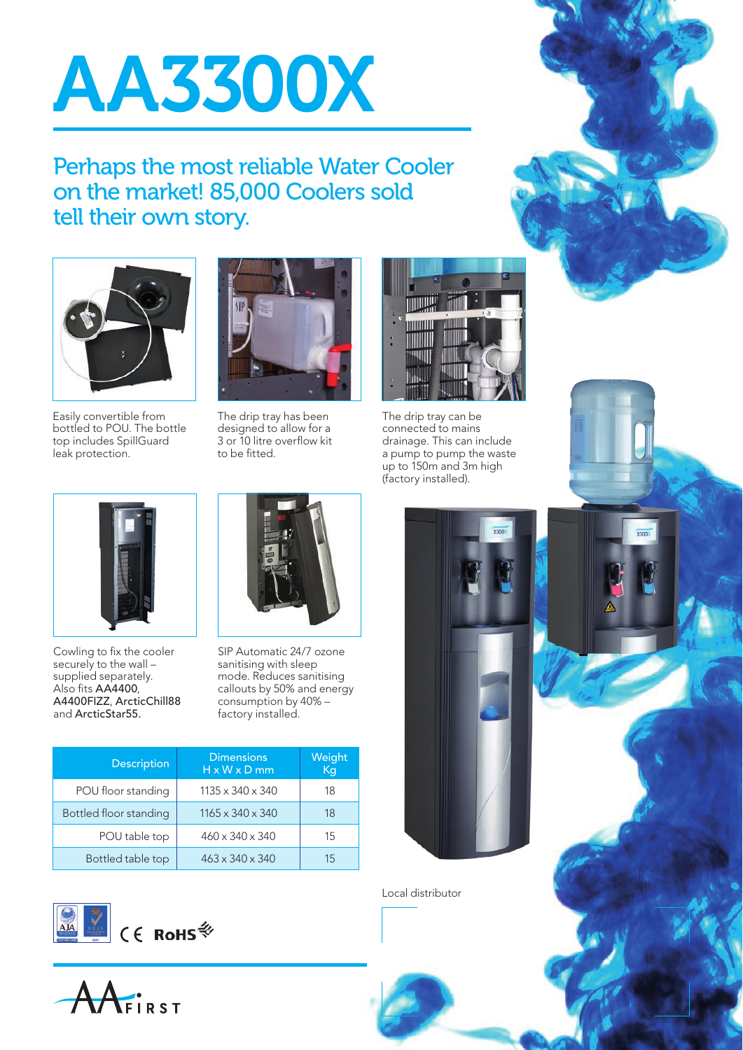# AA3300X

## Perhaps the most reliable Water Cooler on the market! 85,000 Coolers sold tell their own story.

Easily convertible from bottled to POU. The bottle top includes SpillGuard leak protection.

The drip tray has been designed to allow for a 3 or 10 litre overflow kit to be fitted.

The drip tray can be connected to mains drainage. This can include a pump to pump the waste up to 150m and 3m high (factory installed).

Cowling to fix the cooler securely to the wall – supplied separately. Also fits **AA4400**, **A4400FIZZ**, **ArcticChill88** and **ArcticStar55.**

SIP Automatic 24/7 ozone sanitising with sleep mode. Reduces sanitising callouts by 50% and energy consumption by 40% – factory installed.

| Description | Dimensions H x W x D mm | Weight Kg |
|---|---|---|
| POU floor standing | 1135 x 340 x 340 | 18 |
| Bottled floor standing | 1165 x 340 x 340 | 18 |
| POU table top | 460 x 340 x 340 | 15 |
| Bottled table top | 463 x 340 x 340 | 15 |

Local distributor

CE RoHS

AA FIRST